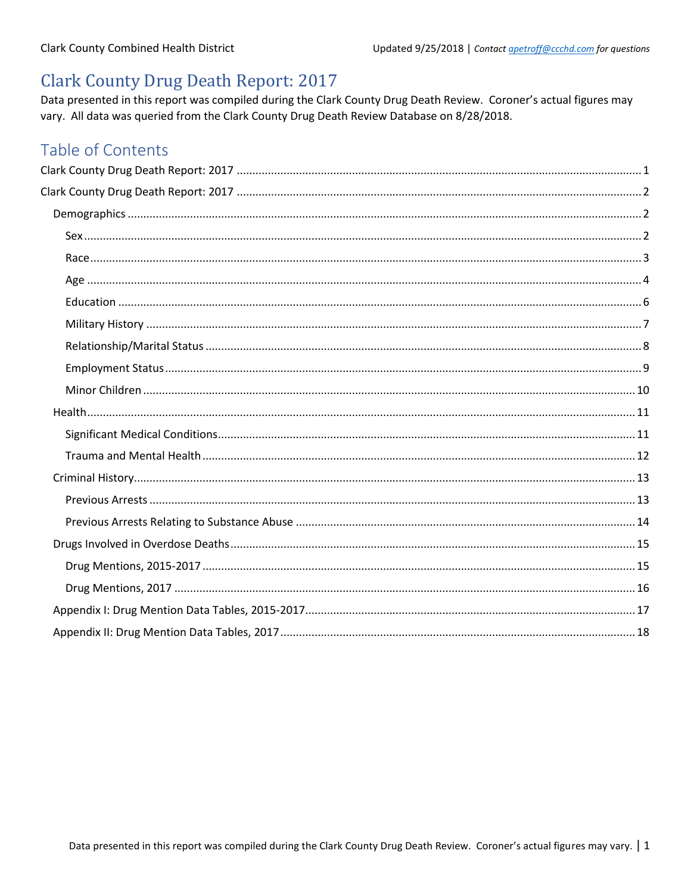# Clark County Drug Death Report: 2017

Data presented in this report was compiled during the Clark County Drug Death Review. Coroner's actual figures may vary. All data was queried from the Clark County Drug Death Review Database on 8/28/2018.

## Table of Contents

Clark County Drug Death Report: 2017 ..... 1

Clark County Drug Death Report: 2017 ..... 2

- Demographics ..... 2
  - Sex ..... 2
  - Race ..... 3
  - Age ..... 4
  - Education ..... 6
  - Military History ..... 7
  - Relationship/Marital Status ..... 8
  - Employment Status ..... 9
  - Minor Children ..... 10
- Health ..... 11
  - Significant Medical Conditions ..... 11
  - Trauma and Mental Health ..... 12
- Criminal History ..... 13
  - Previous Arrests ..... 13
  - Previous Arrests Relating to Substance Abuse ..... 14
- Drugs Involved in Overdose Deaths ..... 15
  - Drug Mentions, 2015-2017 ..... 15
  - Drug Mentions, 2017 ..... 16
- Appendix I: Drug Mention Data Tables, 2015-2017 ..... 17
- Appendix II: Drug Mention Data Tables, 2017 ..... 18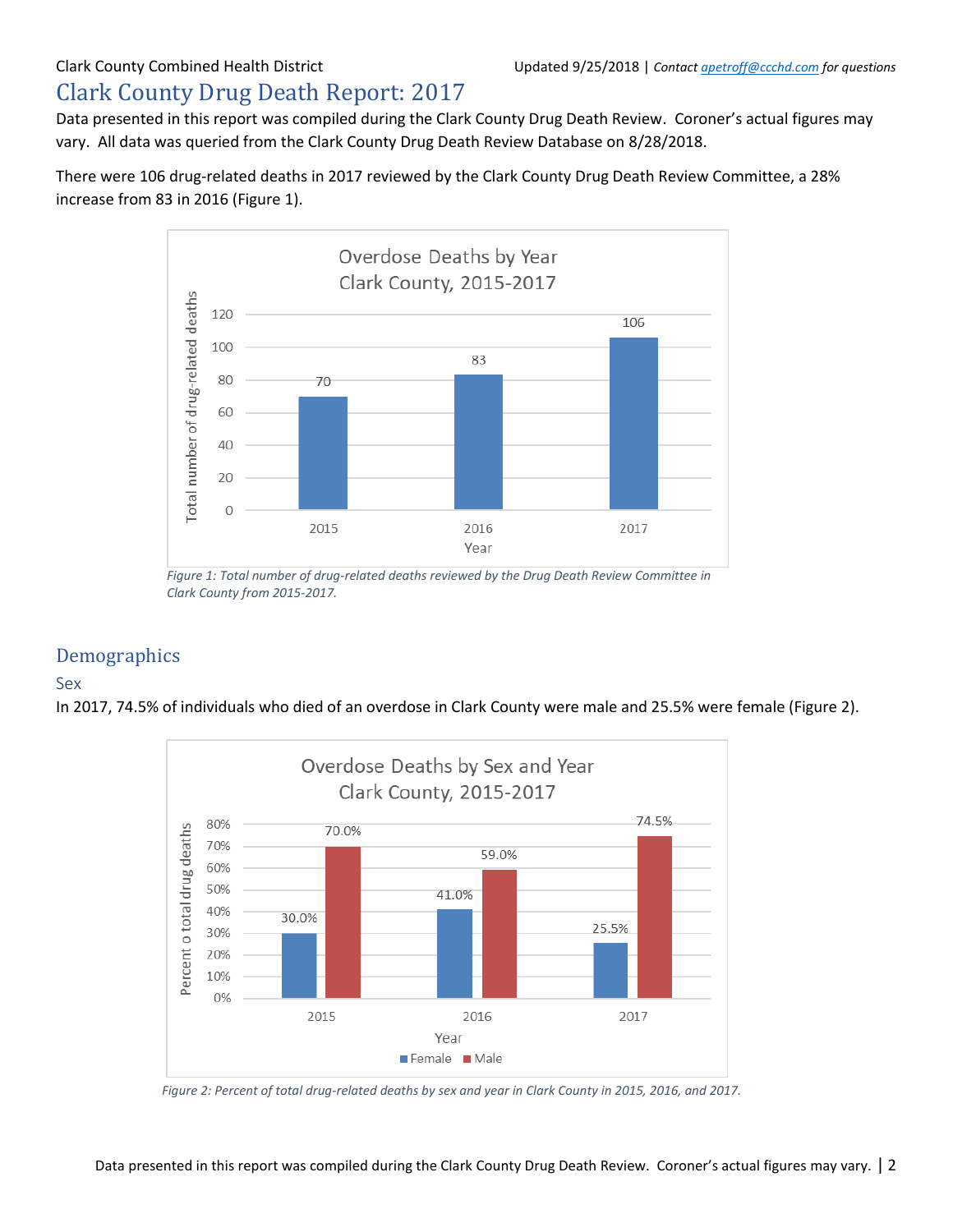Clark County Combined Health District

Updated 9/25/2018 | *Contact apetroff@ccchd.com for questions*

# Clark County Drug Death Report: 2017

Data presented in this report was compiled during the Clark County Drug Death Review. Coroner's actual figures may vary. All data was queried from the Clark County Drug Death Review Database on 8/28/2018.

There were 106 drug-related deaths in 2017 reviewed by the Clark County Drug Death Review Committee, a 28% increase from 83 in 2016 (Figure 1).

**Overdose Deaths by Year**
**Clark County, 2015-2017**

| Year | Total number of drug-related deaths |
|---|---|
| 2015 | 70 |
| 2016 | 83 |
| 2017 | 106 |

*Figure 1: Total number of drug-related deaths reviewed by the Drug Death Review Committee in Clark County from 2015-2017.*

## Demographics

### Sex

In 2017, 74.5% of individuals who died of an overdose in Clark County were male and 25.5% were female (Figure 2).

**Overdose Deaths by Sex and Year**
**Clark County, 2015-2017**

| Year | Female | Male |
|---|---|---|
| 2015 | 30.0% | 70.0% |
| 2016 | 41.0% | 59.0% |
| 2017 | 25.5% | 74.5% |

*Figure 2: Percent of total drug-related deaths by sex and year in Clark County in 2015, 2016, and 2017.*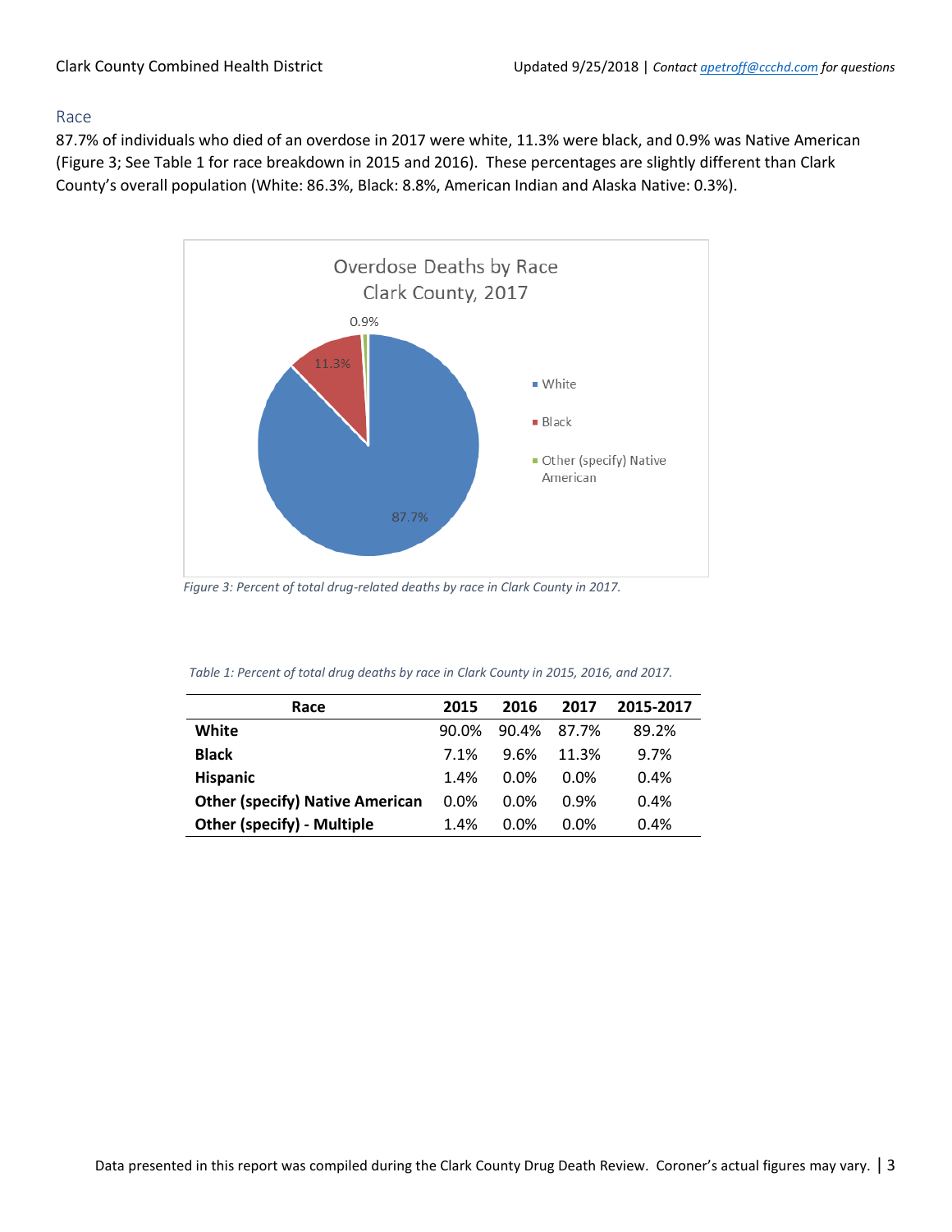## Race

87.7% of individuals who died of an overdose in 2017 were white, 11.3% were black, and 0.9% was Native American (Figure 3; See Table 1 for race breakdown in 2015 and 2016). These percentages are slightly different than Clark County's overall population (White: 86.3%, Black: 8.8%, American Indian and Alaska Native: 0.3%).

*Figure 3: Percent of total drug-related deaths by race in Clark County in 2017.*

*Table 1: Percent of total drug deaths by race in Clark County in 2015, 2016, and 2017.*

| Race | 2015 | 2016 | 2017 | 2015-2017 |
|---|---|---|---|---|
| **White** | 90.0% | 90.4% | 87.7% | 89.2% |
| **Black** | 7.1% | 9.6% | 11.3% | 9.7% |
| **Hispanic** | 1.4% | 0.0% | 0.0% | 0.4% |
| **Other (specify) Native American** | 0.0% | 0.0% | 0.9% | 0.4% |
| **Other (specify) - Multiple** | 1.4% | 0.0% | 0.0% | 0.4% |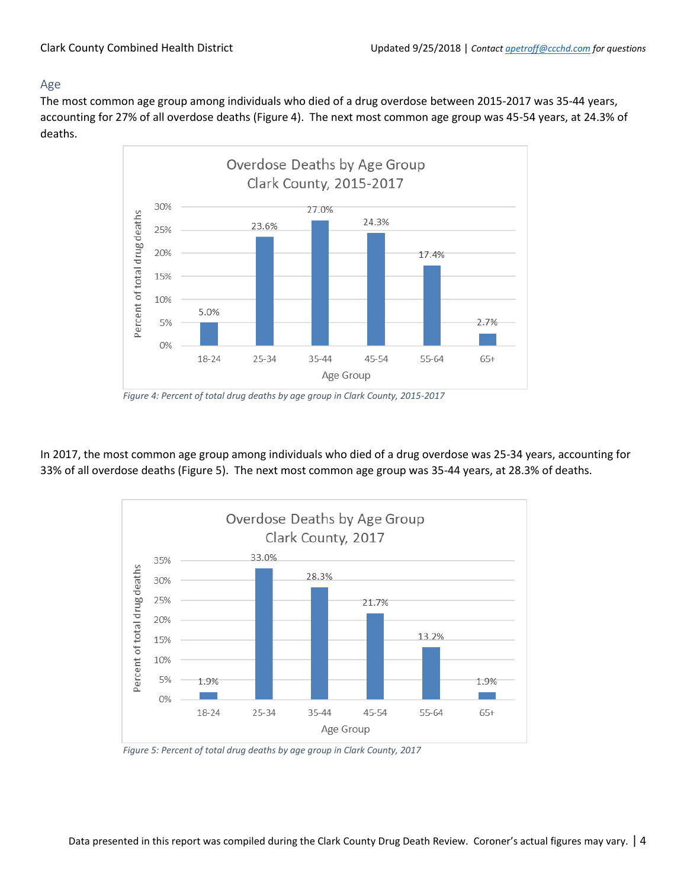## Age

The most common age group among individuals who died of a drug overdose between 2015-2017 was 35-44 years, accounting for 27% of all overdose deaths (Figure 4). The next most common age group was 45-54 years, at 24.3% of deaths.

*Figure 4: Percent of total drug deaths by age group in Clark County, 2015-2017*

In 2017, the most common age group among individuals who died of a drug overdose was 25-34 years, accounting for 33% of all overdose deaths (Figure 5). The next most common age group was 35-44 years, at 28.3% of deaths.

*Figure 5: Percent of total drug deaths by age group in Clark County, 2017*

Data presented in this report was compiled during the Clark County Drug Death Review. Coroner's actual figures may vary.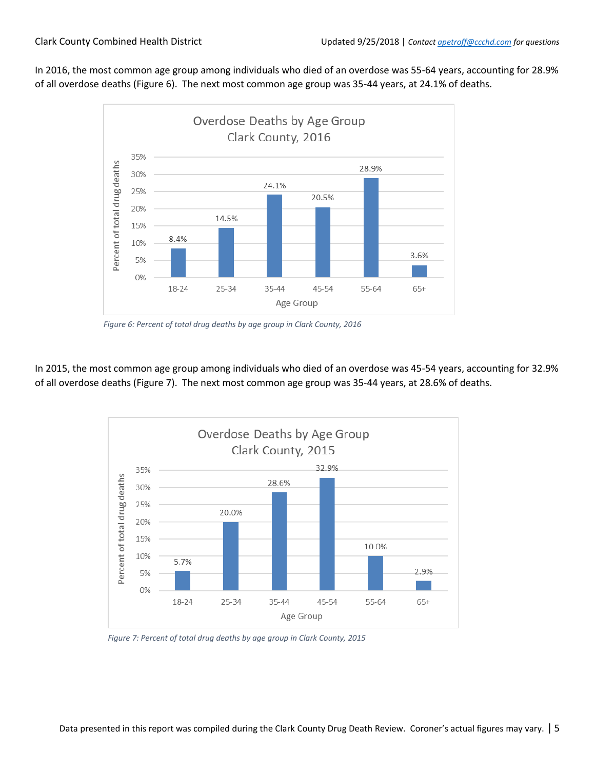In 2016, the most common age group among individuals who died of an overdose was 55-64 years, accounting for 28.9% of all overdose deaths (Figure 6). The next most common age group was 35-44 years, at 24.1% of deaths.

**Overdose Deaths by Age Group, Clark County, 2016**

| Age Group | Percent of total drug deaths |
|---|---|
| 18-24 | 8.4% |
| 25-34 | 14.5% |
| 35-44 | 24.1% |
| 45-54 | 20.5% |
| 55-64 | 28.9% |
| 65+ | 3.6% |

*Figure 6: Percent of total drug deaths by age group in Clark County, 2016*

In 2015, the most common age group among individuals who died of an overdose was 45-54 years, accounting for 32.9% of all overdose deaths (Figure 7). The next most common age group was 35-44 years, at 28.6% of deaths.

**Overdose Deaths by Age Group, Clark County, 2015**

| Age Group | Percent of total drug deaths |
|---|---|
| 18-24 | 5.7% |
| 25-34 | 20.0% |
| 35-44 | 28.6% |
| 45-54 | 32.9% |
| 55-64 | 10.0% |
| 65+ | 2.9% |

*Figure 7: Percent of total drug deaths by age group in Clark County, 2015*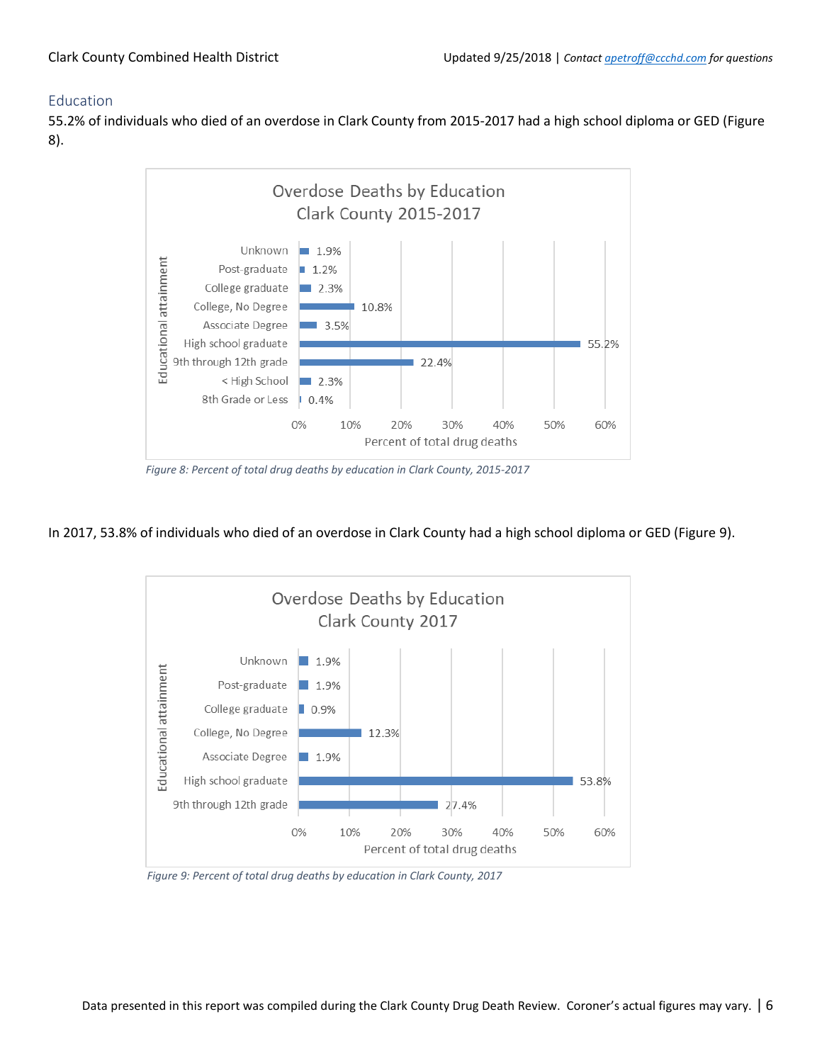## Education

55.2% of individuals who died of an overdose in Clark County from 2015-2017 had a high school diploma or GED (Figure 8).

**Overdose Deaths by Education Clark County 2015-2017**

| Educational attainment | Percent of total drug deaths |
|---|---|
| Unknown | 1.9% |
| Post-graduate | 1.2% |
| College graduate | 2.3% |
| College, No Degree | 10.8% |
| Associate Degree | 3.5% |
| High school graduate | 55.2% |
| 9th through 12th grade | 22.4% |
| < High School | 2.3% |
| 8th Grade or Less | 0.4% |

*Figure 8: Percent of total drug deaths by education in Clark County, 2015-2017*

In 2017, 53.8% of individuals who died of an overdose in Clark County had a high school diploma or GED (Figure 9).

**Overdose Deaths by Education Clark County 2017**

| Educational attainment | Percent of total drug deaths |
|---|---|
| Unknown | 1.9% |
| Post-graduate | 1.9% |
| College graduate | 0.9% |
| College, No Degree | 12.3% |
| Associate Degree | 1.9% |
| High school graduate | 53.8% |
| 9th through 12th grade | 27.4% |

*Figure 9: Percent of total drug deaths by education in Clark County, 2017*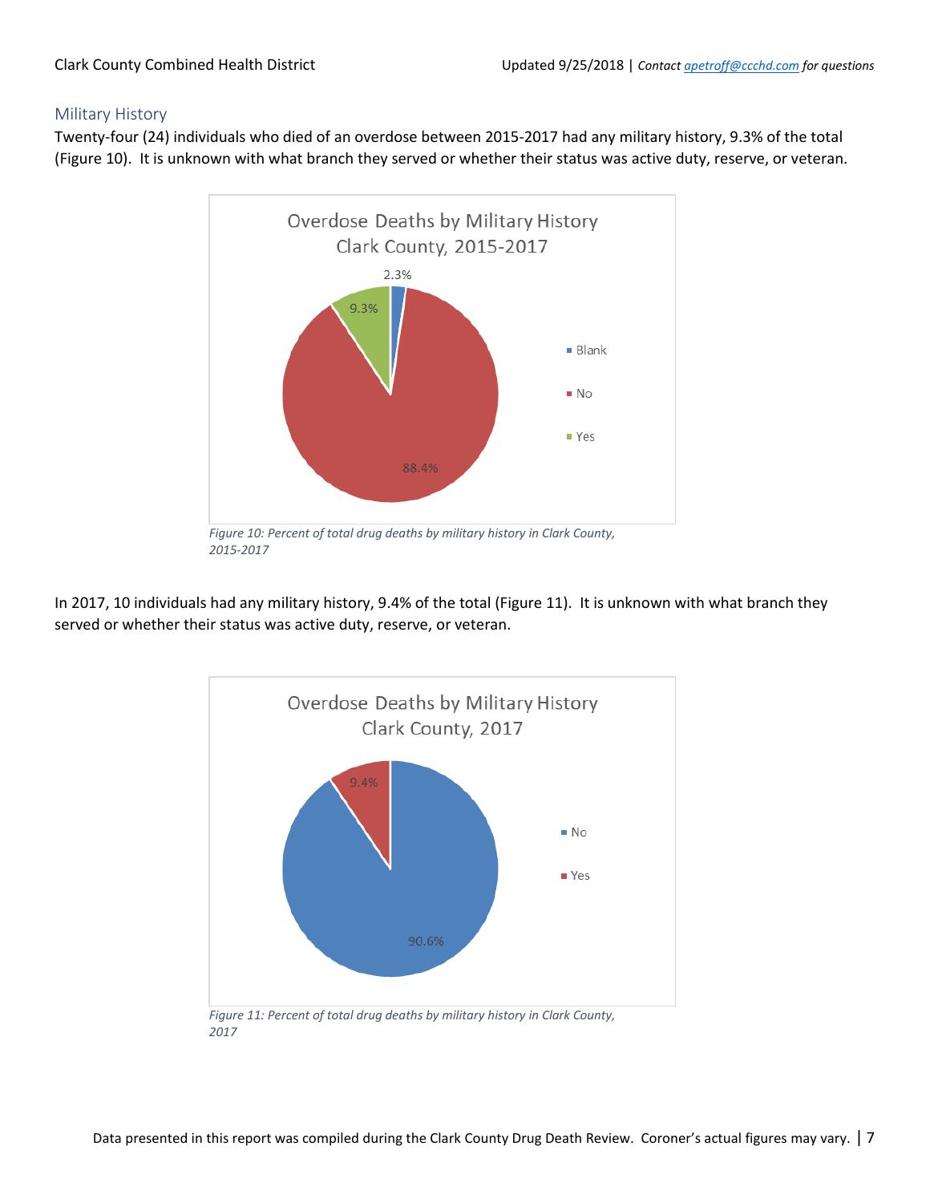## Military History

Twenty-four (24) individuals who died of an overdose between 2015-2017 had any military history, 9.3% of the total (Figure 10). It is unknown with what branch they served or whether their status was active duty, reserve, or veteran.

Overdose Deaths by Military History
Clark County, 2015-2017

| Military History | Percent |
|---|---|
| Blank | 2.3% |
| No | 88.4% |
| Yes | 9.3% |

*Figure 10: Percent of total drug deaths by military history in Clark County, 2015-2017*

In 2017, 10 individuals had any military history, 9.4% of the total (Figure 11). It is unknown with what branch they served or whether their status was active duty, reserve, or veteran.

Overdose Deaths by Military History
Clark County, 2017

| Military History | Percent |
|---|---|
| No | 90.6% |
| Yes | 9.4% |

*Figure 11: Percent of total drug deaths by military history in Clark County, 2017*

Data presented in this report was compiled during the Clark County Drug Death Review. Coroner's actual figures may vary.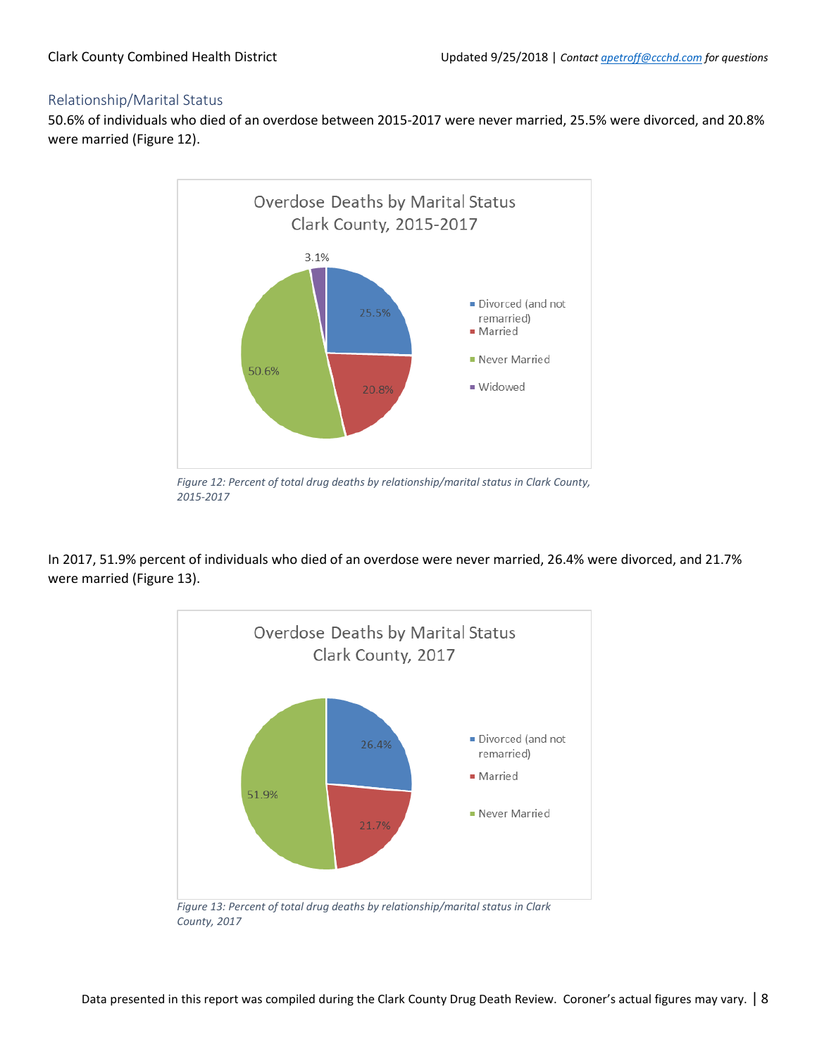## Relationship/Marital Status

50.6% of individuals who died of an overdose between 2015-2017 were never married, 25.5% were divorced, and 20.8% were married (Figure 12).

*Figure 12: Percent of total drug deaths by relationship/marital status in Clark County, 2015-2017*

In 2017, 51.9% percent of individuals who died of an overdose were never married, 26.4% were divorced, and 21.7% were married (Figure 13).

*Figure 13: Percent of total drug deaths by relationship/marital status in Clark County, 2017*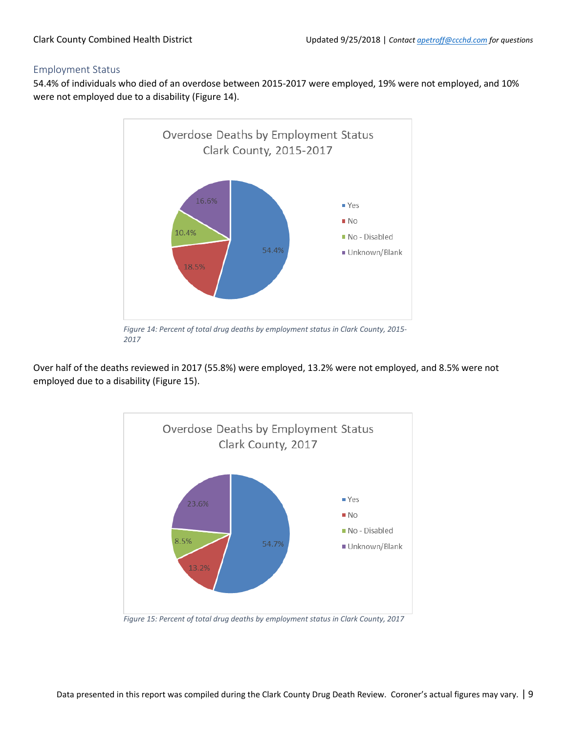## Employment Status

54.4% of individuals who died of an overdose between 2015-2017 were employed, 19% were not employed, and 10% were not employed due to a disability (Figure 14).

*Figure 14: Percent of total drug deaths by employment status in Clark County, 2015-2017*

Over half of the deaths reviewed in 2017 (55.8%) were employed, 13.2% were not employed, and 8.5% were not employed due to a disability (Figure 15).

*Figure 15: Percent of total drug deaths by employment status in Clark County, 2017*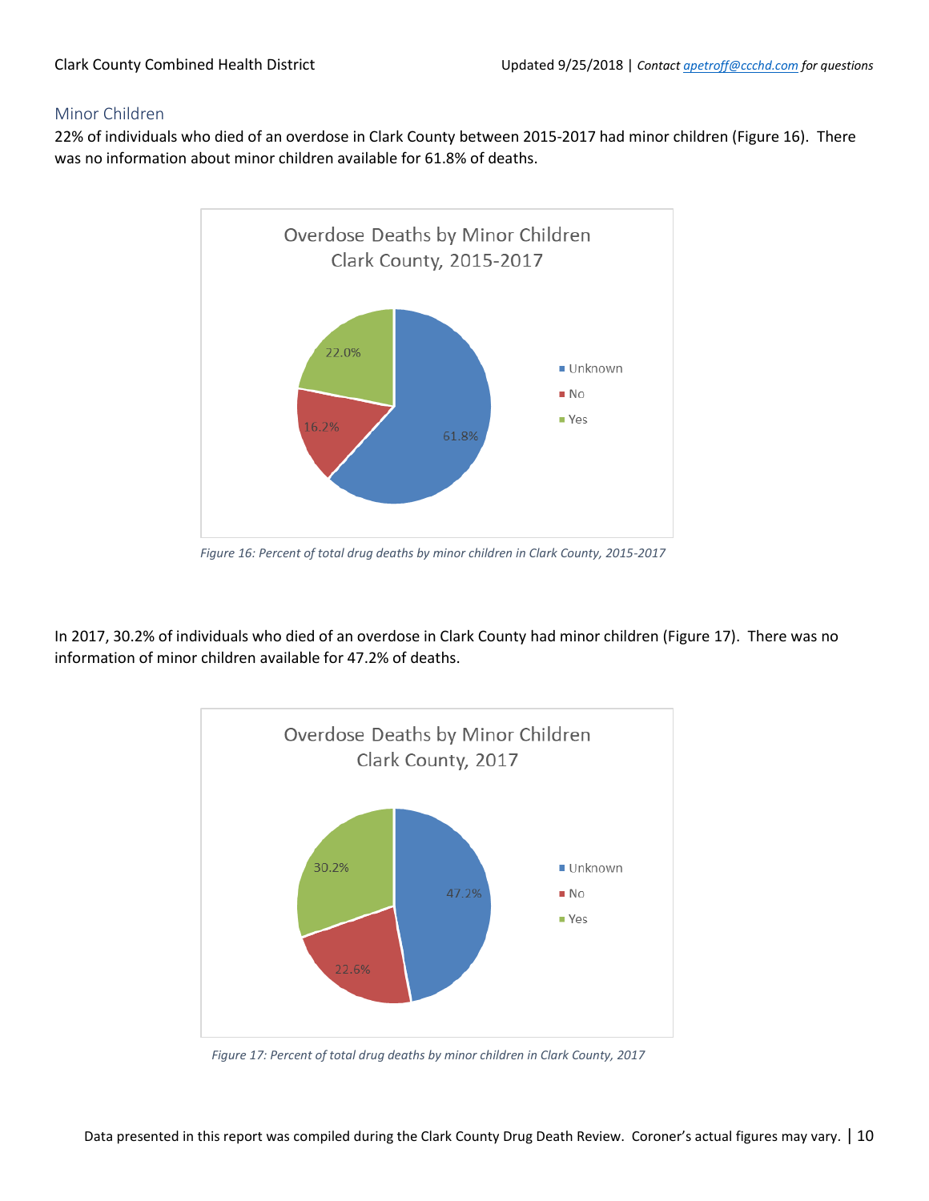## Minor Children

22% of individuals who died of an overdose in Clark County between 2015-2017 had minor children (Figure 16). There was no information about minor children available for 61.8% of deaths.

Overdose Deaths by Minor Children
Clark County, 2015-2017

| Category | Percent |
|---|---|
| Unknown | 61.8% |
| No | 16.2% |
| Yes | 22.0% |

*Figure 16: Percent of total drug deaths by minor children in Clark County, 2015-2017*

In 2017, 30.2% of individuals who died of an overdose in Clark County had minor children (Figure 17). There was no information of minor children available for 47.2% of deaths.

Overdose Deaths by Minor Children
Clark County, 2017

| Category | Percent |
|---|---|
| Unknown | 47.2% |
| No | 22.6% |
| Yes | 30.2% |

*Figure 17: Percent of total drug deaths by minor children in Clark County, 2017*

Data presented in this report was compiled during the Clark County Drug Death Review. Coroner's actual figures may vary.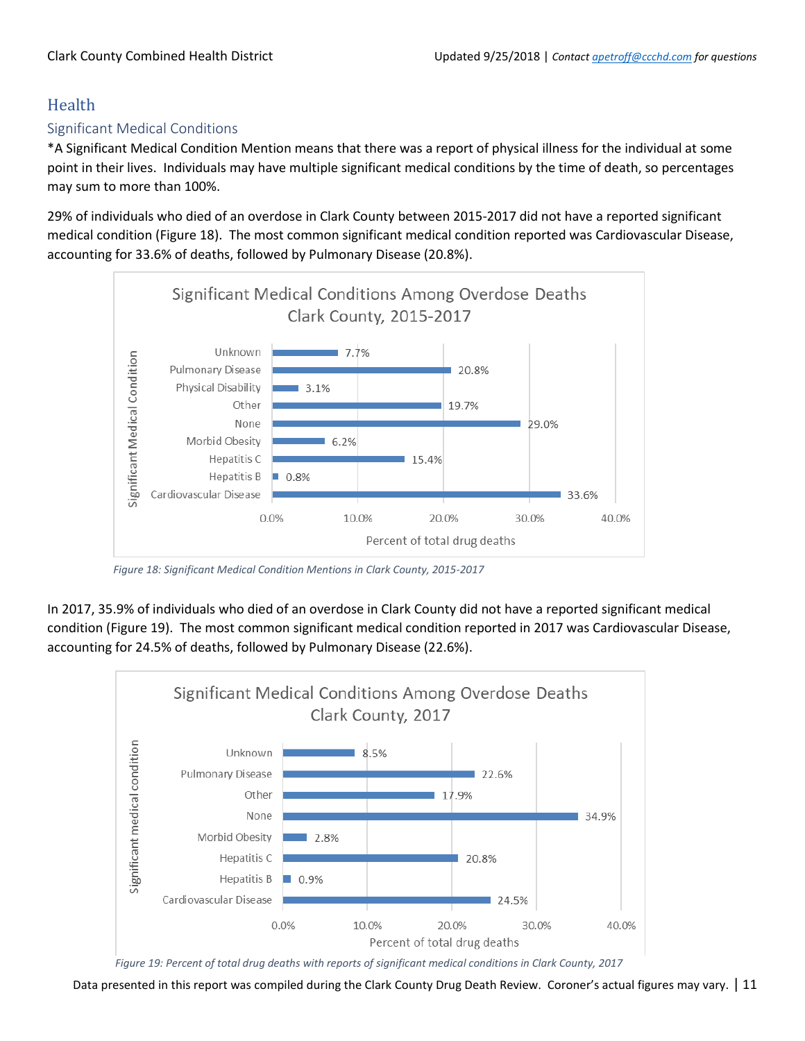# Health

## Significant Medical Conditions

*A Significant Medical Condition Mention means that there was a report of physical illness for the individual at some point in their lives. Individuals may have multiple significant medical conditions by the time of death, so percentages may sum to more than 100%.

29% of individuals who died of an overdose in Clark County between 2015-2017 did not have a reported significant medical condition (Figure 18). The most common significant medical condition reported was Cardiovascular Disease, accounting for 33.6% of deaths, followed by Pulmonary Disease (20.8%).

**Significant Medical Conditions Among Overdose Deaths Clark County, 2015-2017**

| Significant Medical Condition | Percent of total drug deaths |
|---|---|
| Unknown | 7.7% |
| Pulmonary Disease | 20.8% |
| Physical Disability | 3.1% |
| Other | 19.7% |
| None | 29.0% |
| Morbid Obesity | 6.2% |
| Hepatitis C | 15.4% |
| Hepatitis B | 0.8% |
| Cardiovascular Disease | 33.6% |

*Figure 18: Significant Medical Condition Mentions in Clark County, 2015-2017*

In 2017, 35.9% of individuals who died of an overdose in Clark County did not have a reported significant medical condition (Figure 19). The most common significant medical condition reported in 2017 was Cardiovascular Disease, accounting for 24.5% of deaths, followed by Pulmonary Disease (22.6%).

**Significant Medical Conditions Among Overdose Deaths Clark County, 2017**

| Significant medical condition | Percent of total drug deaths |
|---|---|
| Unknown | 8.5% |
| Pulmonary Disease | 22.6% |
| Other | 17.9% |
| None | 34.9% |
| Morbid Obesity | 2.8% |
| Hepatitis C | 20.8% |
| Hepatitis B | 0.9% |
| Cardiovascular Disease | 24.5% |

*Figure 19: Percent of total drug deaths with reports of significant medical conditions in Clark County, 2017*

Data presented in this report was compiled during the Clark County Drug Death Review. Coroner's actual figures may vary.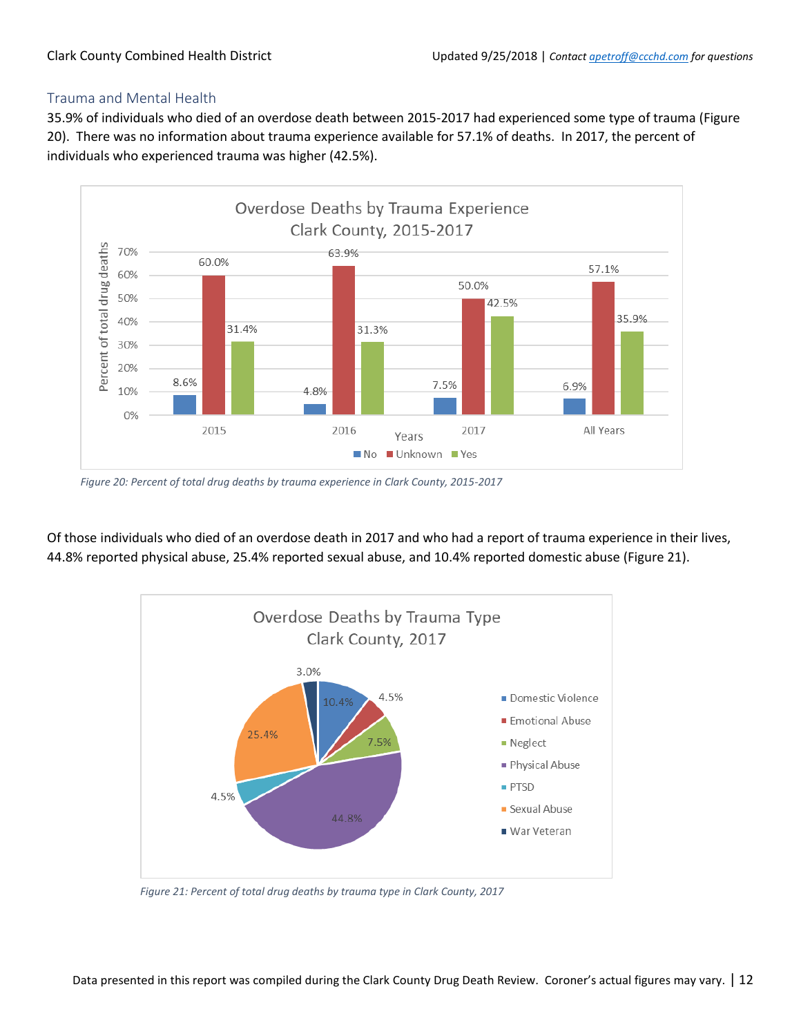## Trauma and Mental Health

35.9% of individuals who died of an overdose death between 2015-2017 had experienced some type of trauma (Figure 20). There was no information about trauma experience available for 57.1% of deaths. In 2017, the percent of individuals who experienced trauma was higher (42.5%).

*Figure 20: Percent of total drug deaths by trauma experience in Clark County, 2015-2017*

Of those individuals who died of an overdose death in 2017 and who had a report of trauma experience in their lives, 44.8% reported physical abuse, 25.4% reported sexual abuse, and 10.4% reported domestic abuse (Figure 21).

*Figure 21: Percent of total drug deaths by trauma type in Clark County, 2017*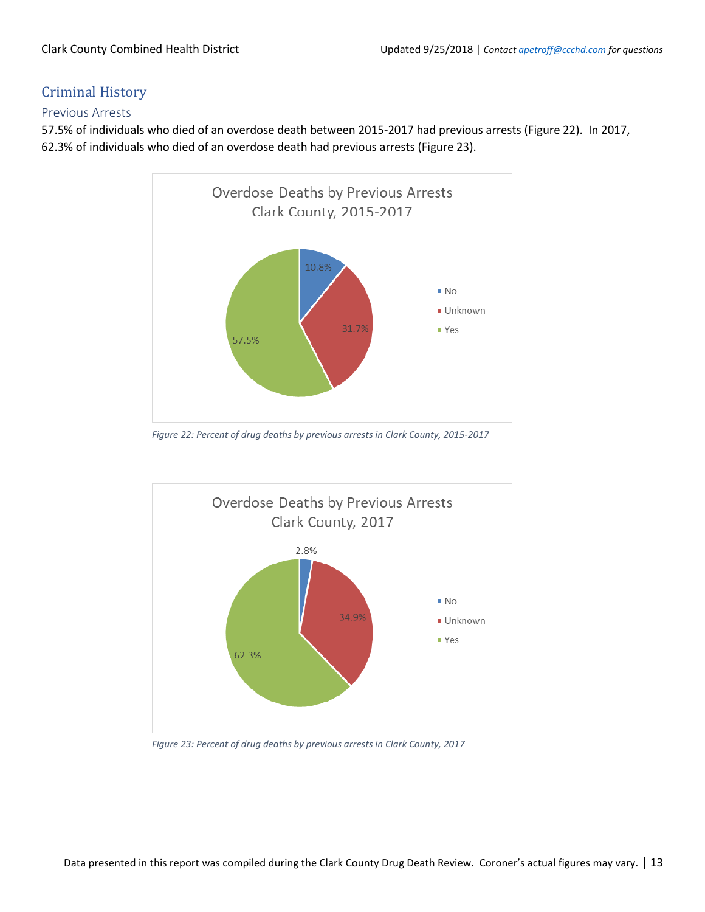## Criminal History

### Previous Arrests

57.5% of individuals who died of an overdose death between 2015-2017 had previous arrests (Figure 22). In 2017, 62.3% of individuals who died of an overdose death had previous arrests (Figure 23).

Overdose Deaths by Previous Arrests
Clark County, 2015-2017

| Previous Arrests | Percent |
| --- | --- |
| No | 10.8% |
| Unknown | 31.7% |
| Yes | 57.5% |

*Figure 22: Percent of drug deaths by previous arrests in Clark County, 2015-2017*

Overdose Deaths by Previous Arrests
Clark County, 2017

| Previous Arrests | Percent |
| --- | --- |
| No | 2.8% |
| Unknown | 34.9% |
| Yes | 62.3% |

*Figure 23: Percent of drug deaths by previous arrests in Clark County, 2017*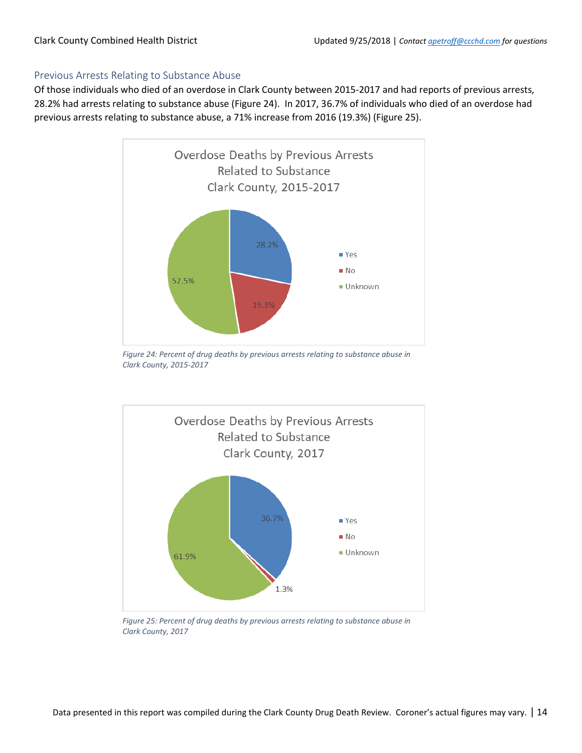## Previous Arrests Relating to Substance Abuse

Of those individuals who died of an overdose in Clark County between 2015-2017 and had reports of previous arrests, 28.2% had arrests relating to substance abuse (Figure 24). In 2017, 36.7% of individuals who died of an overdose had previous arrests relating to substance abuse, a 71% increase from 2016 (19.3%) (Figure 25).

**Overdose Deaths by Previous Arrests Related to Substance Clark County, 2015-2017**

| Category | Percent |
|---|---|
| Yes | 28.2% |
| No | 19.3% |
| Unknown | 52.5% |

*Figure 24: Percent of drug deaths by previous arrests relating to substance abuse in Clark County, 2015-2017*

**Overdose Deaths by Previous Arrests Related to Substance Clark County, 2017**

| Category | Percent |
|---|---|
| Yes | 36.7% |
| No | 1.3% |
| Unknown | 61.9% |

*Figure 25: Percent of drug deaths by previous arrests relating to substance abuse in Clark County, 2017*

Data presented in this report was compiled during the Clark County Drug Death Review. Coroner's actual figures may vary.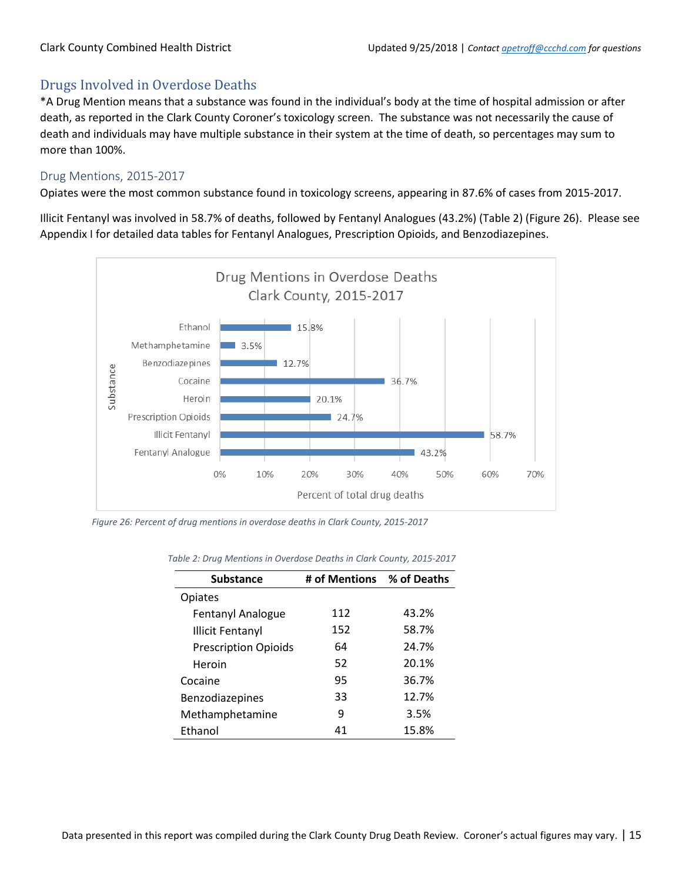## Drugs Involved in Overdose Deaths

*A Drug Mention means that a substance was found in the individual's body at the time of hospital admission or after death, as reported in the Clark County Coroner's toxicology screen. The substance was not necessarily the cause of death and individuals may have multiple substance in their system at the time of death, so percentages may sum to more than 100%.

### Drug Mentions, 2015-2017

Opiates were the most common substance found in toxicology screens, appearing in 87.6% of cases from 2015-2017.

Illicit Fentanyl was involved in 58.7% of deaths, followed by Fentanyl Analogues (43.2%) (Table 2) (Figure 26). Please see Appendix I for detailed data tables for Fentanyl Analogues, Prescription Opioids, and Benzodiazepines.

**Drug Mentions in Overdose Deaths**
**Clark County, 2015-2017**

| Substance | Percent of total drug deaths |
|---|---|
| Ethanol | 15.8% |
| Methamphetamine | 3.5% |
| Benzodiazepines | 12.7% |
| Cocaine | 36.7% |
| Heroin | 20.1% |
| Prescription Opioids | 24.7% |
| Illicit Fentanyl | 58.7% |
| Fentanyl Analogue | 43.2% |

*Figure 26: Percent of drug mentions in overdose deaths in Clark County, 2015-2017*

*Table 2: Drug Mentions in Overdose Deaths in Clark County, 2015-2017*

| Substance | # of Mentions | % of Deaths |
|---|---|---|
| Opiates | | |
| Fentanyl Analogue | 112 | 43.2% |
| Illicit Fentanyl | 152 | 58.7% |
| Prescription Opioids | 64 | 24.7% |
| Heroin | 52 | 20.1% |
| Cocaine | 95 | 36.7% |
| Benzodiazepines | 33 | 12.7% |
| Methamphetamine | 9 | 3.5% |
| Ethanol | 41 | 15.8% |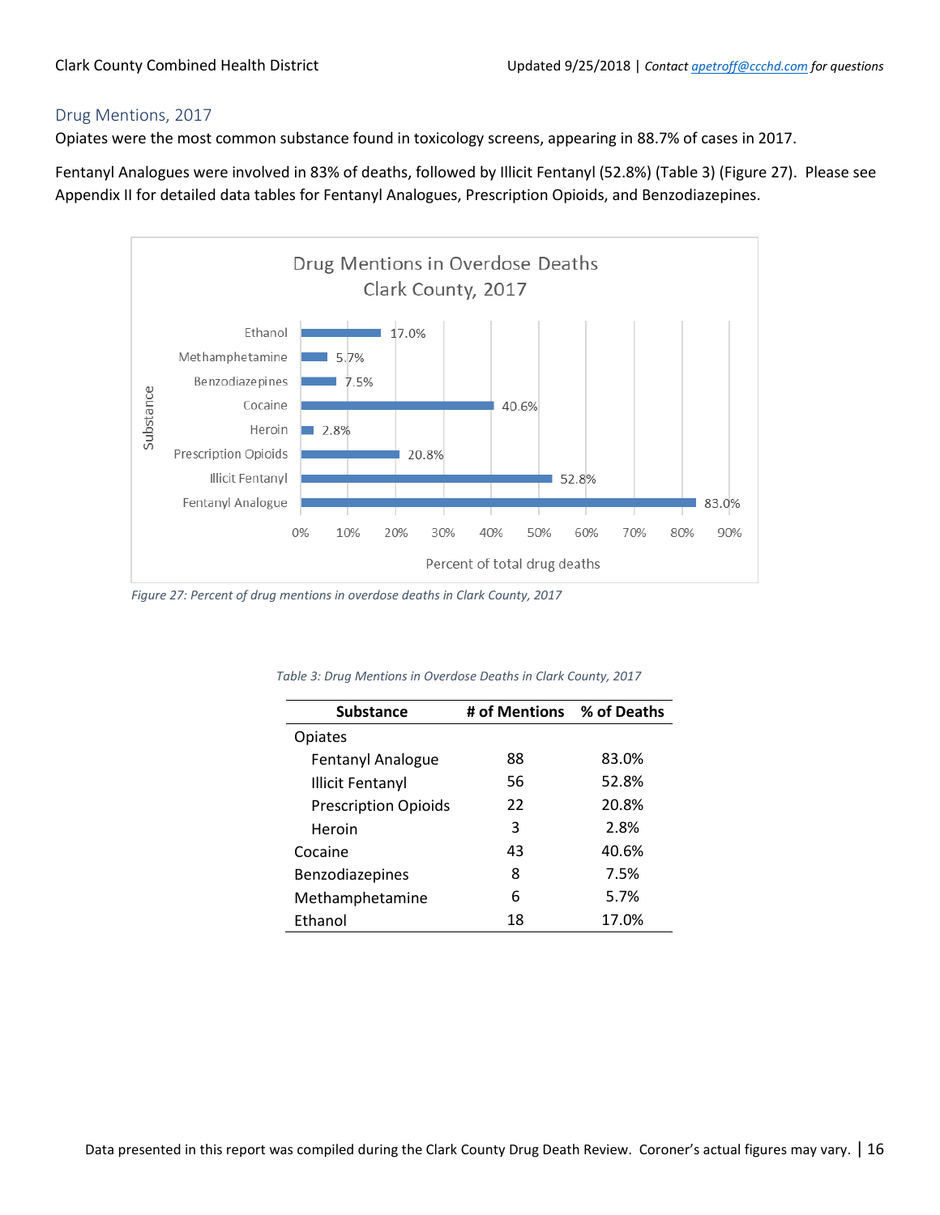## Drug Mentions, 2017

Opiates were the most common substance found in toxicology screens, appearing in 88.7% of cases in 2017.

Fentanyl Analogues were involved in 83% of deaths, followed by Illicit Fentanyl (52.8%) (Table 3) (Figure 27). Please see Appendix II for detailed data tables for Fentanyl Analogues, Prescription Opioids, and Benzodiazepines.

*Figure 27: Percent of drug mentions in overdose deaths in Clark County, 2017*

*Table 3: Drug Mentions in Overdose Deaths in Clark County, 2017*

| Substance | # of Mentions | % of Deaths |
|---|---|---|
| Opiates | | |
| Fentanyl Analogue | 88 | 83.0% |
| Illicit Fentanyl | 56 | 52.8% |
| Prescription Opioids | 22 | 20.8% |
| Heroin | 3 | 2.8% |
| Cocaine | 43 | 40.6% |
| Benzodiazepines | 8 | 7.5% |
| Methamphetamine | 6 | 5.7% |
| Ethanol | 18 | 17.0% |

Data presented in this report was compiled during the Clark County Drug Death Review. Coroner's actual figures may vary.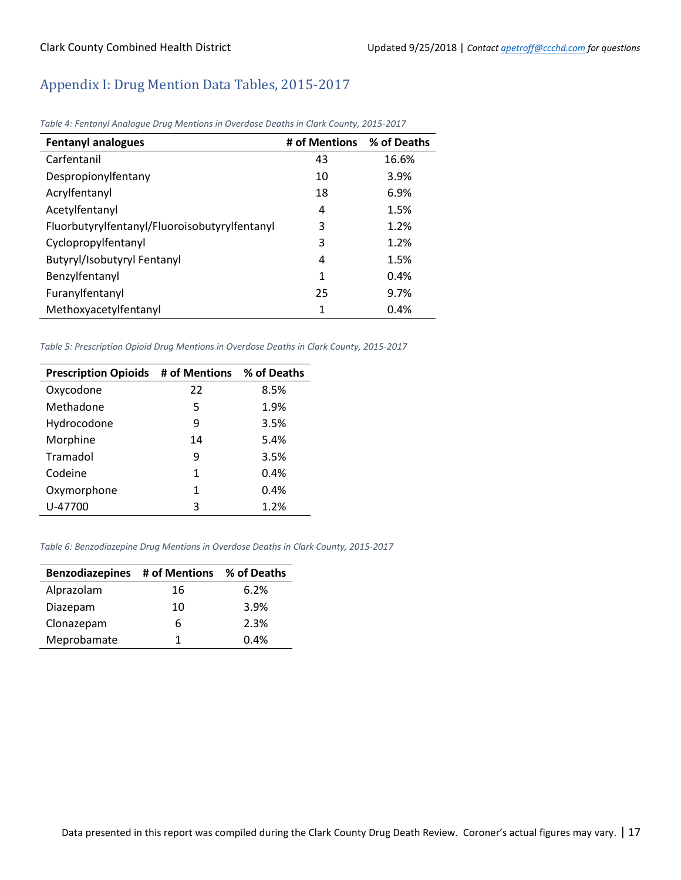## Appendix I: Drug Mention Data Tables, 2015-2017

*Table 4: Fentanyl Analogue Drug Mentions in Overdose Deaths in Clark County, 2015-2017*

| Fentanyl analogues | # of Mentions | % of Deaths |
|---|---|---|
| Carfentanil | 43 | 16.6% |
| Despropionylfentany | 10 | 3.9% |
| Acrylfentanyl | 18 | 6.9% |
| Acetylfentanyl | 4 | 1.5% |
| Fluorbutyrylfentanyl/Fluoroisobutyrylfentanyl | 3 | 1.2% |
| Cyclopropylfentanyl | 3 | 1.2% |
| Butyryl/Isobutyryl Fentanyl | 4 | 1.5% |
| Benzylfentanyl | 1 | 0.4% |
| Furanylfentanyl | 25 | 9.7% |
| Methoxyacetylfentanyl | 1 | 0.4% |

*Table 5: Prescription Opioid Drug Mentions in Overdose Deaths in Clark County, 2015-2017*

| Prescription Opioids | # of Mentions | % of Deaths |
|---|---|---|
| Oxycodone | 22 | 8.5% |
| Methadone | 5 | 1.9% |
| Hydrocodone | 9 | 3.5% |
| Morphine | 14 | 5.4% |
| Tramadol | 9 | 3.5% |
| Codeine | 1 | 0.4% |
| Oxymorphone | 1 | 0.4% |
| U-47700 | 3 | 1.2% |

*Table 6: Benzodiazepine Drug Mentions in Overdose Deaths in Clark County, 2015-2017*

| Benzodiazepines | # of Mentions | % of Deaths |
|---|---|---|
| Alprazolam | 16 | 6.2% |
| Diazepam | 10 | 3.9% |
| Clonazepam | 6 | 2.3% |
| Meprobamate | 1 | 0.4% |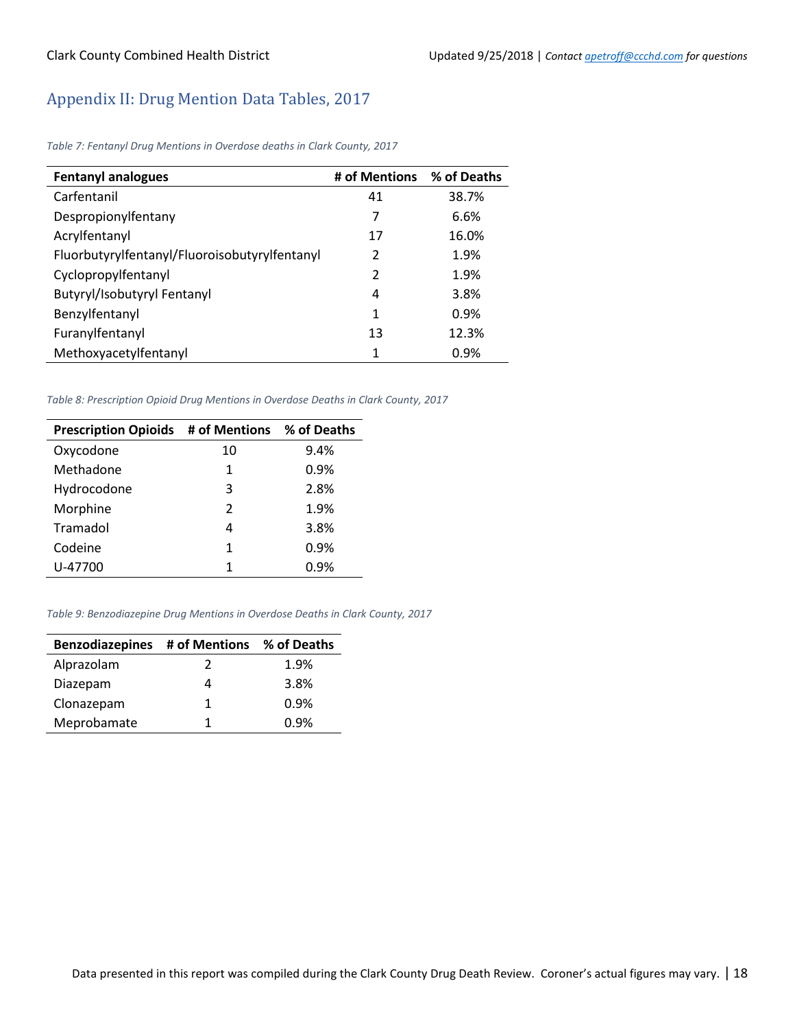## Appendix II: Drug Mention Data Tables, 2017

*Table 7: Fentanyl Drug Mentions in Overdose deaths in Clark County, 2017*

| Fentanyl analogues | # of Mentions | % of Deaths |
|---|---|---|
| Carfentanil | 41 | 38.7% |
| Despropionylfentany | 7 | 6.6% |
| Acrylfentanyl | 17 | 16.0% |
| Fluorbutyrylfentanyl/Fluoroisobutyrylfentanyl | 2 | 1.9% |
| Cyclopropylfentanyl | 2 | 1.9% |
| Butyryl/Isobutyryl Fentanyl | 4 | 3.8% |
| Benzylfentanyl | 1 | 0.9% |
| Furanylfentanyl | 13 | 12.3% |
| Methoxyacetylfentanyl | 1 | 0.9% |

*Table 8: Prescription Opioid Drug Mentions in Overdose Deaths in Clark County, 2017*

| Prescription Opioids | # of Mentions | % of Deaths |
|---|---|---|
| Oxycodone | 10 | 9.4% |
| Methadone | 1 | 0.9% |
| Hydrocodone | 3 | 2.8% |
| Morphine | 2 | 1.9% |
| Tramadol | 4 | 3.8% |
| Codeine | 1 | 0.9% |
| U-47700 | 1 | 0.9% |

*Table 9: Benzodiazepine Drug Mentions in Overdose Deaths in Clark County, 2017*

| Benzodiazepines | # of Mentions | % of Deaths |
|---|---|---|
| Alprazolam | 2 | 1.9% |
| Diazepam | 4 | 3.8% |
| Clonazepam | 1 | 0.9% |
| Meprobamate | 1 | 0.9% |